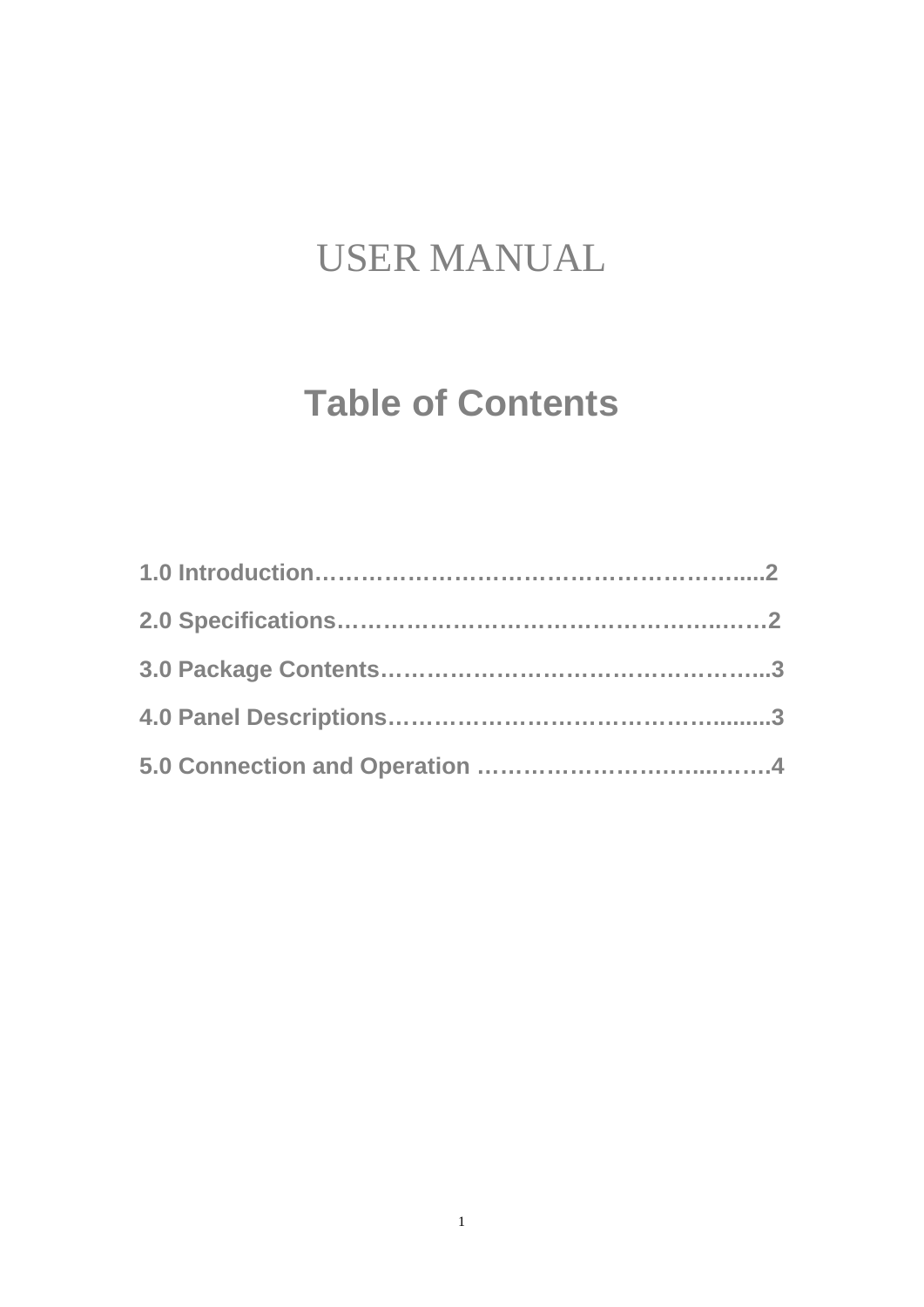# USER MANUAL

## Table of Contents

**1.0 Introduction………………………………………………….....2**

**2.0 Specifications…………………………………………..……2**

**3.0 Package Contents……………………………………….....3**

**4.0 Panel Descriptions……………………………………........3**

**5.0 Connection and Operation …………………………...…….4**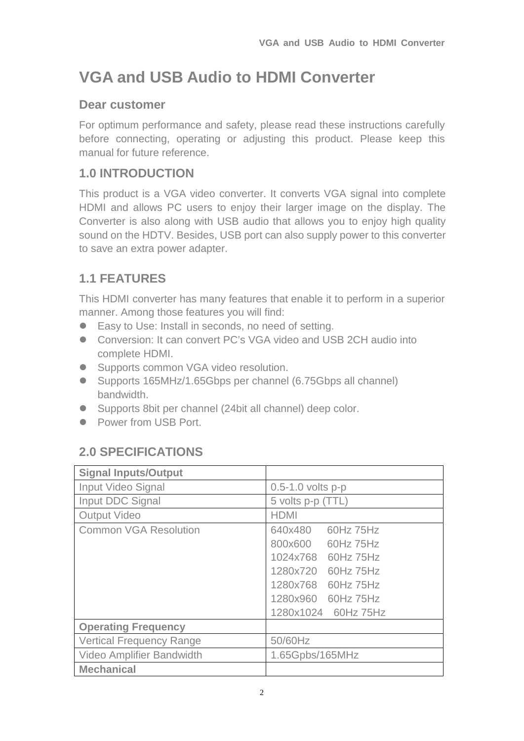# VGA and USB Audio to HDMI Converter

## Dear customer

For optimum performance and safety, please read these instructions carefully before connecting, operating or adjusting this product. Please keep this manual for future reference.

## 1.0 INTRODUCTION

This product is a VGA video converter. It converts VGA signal into complete HDMI and allows PC users to enjoy their larger image on the display. The Converter is also along with USB audio that allows you to enjoy high quality sound on the HDTV. Besides, USB port can also supply power to this converter to save an extra power adapter.

## 1.1 FEATURES

This HDMI converter has many features that enable it to perform in a superior manner. Among those features you will find:

- Easy to Use: Install in seconds, no need of setting.
- Conversion: It can convert PC's VGA video and USB 2CH audio into complete HDMI.
- Supports common VGA video resolution.
- Supports 165MHz/1.65Gbps per channel (6.75Gbps all channel) bandwidth.
- Supports 8bit per channel (24bit all channel) deep color.
- Power from USB Port.

## 2.0 SPECIFICATIONS

| **Signal Inputs/Output** | |
|---|---|
| Input Video Signal | 0.5-1.0 volts p-p |
| Input DDC Signal | 5 volts p-p (TTL) |
| Output Video | HDMI |
| Common VGA Resolution | 640x480 60Hz 75Hz<br>800x600 60Hz 75Hz<br>1024x768 60Hz 75Hz<br>1280x720 60Hz 75Hz<br>1280x768 60Hz 75Hz<br>1280x960 60Hz 75Hz<br>1280x1024 60Hz 75Hz |
| **Operating Frequency** | |
| Vertical Frequency Range | 50/60Hz |
| Video Amplifier Bandwidth | 1.65Gpbs/165MHz |
| **Mechanical** | |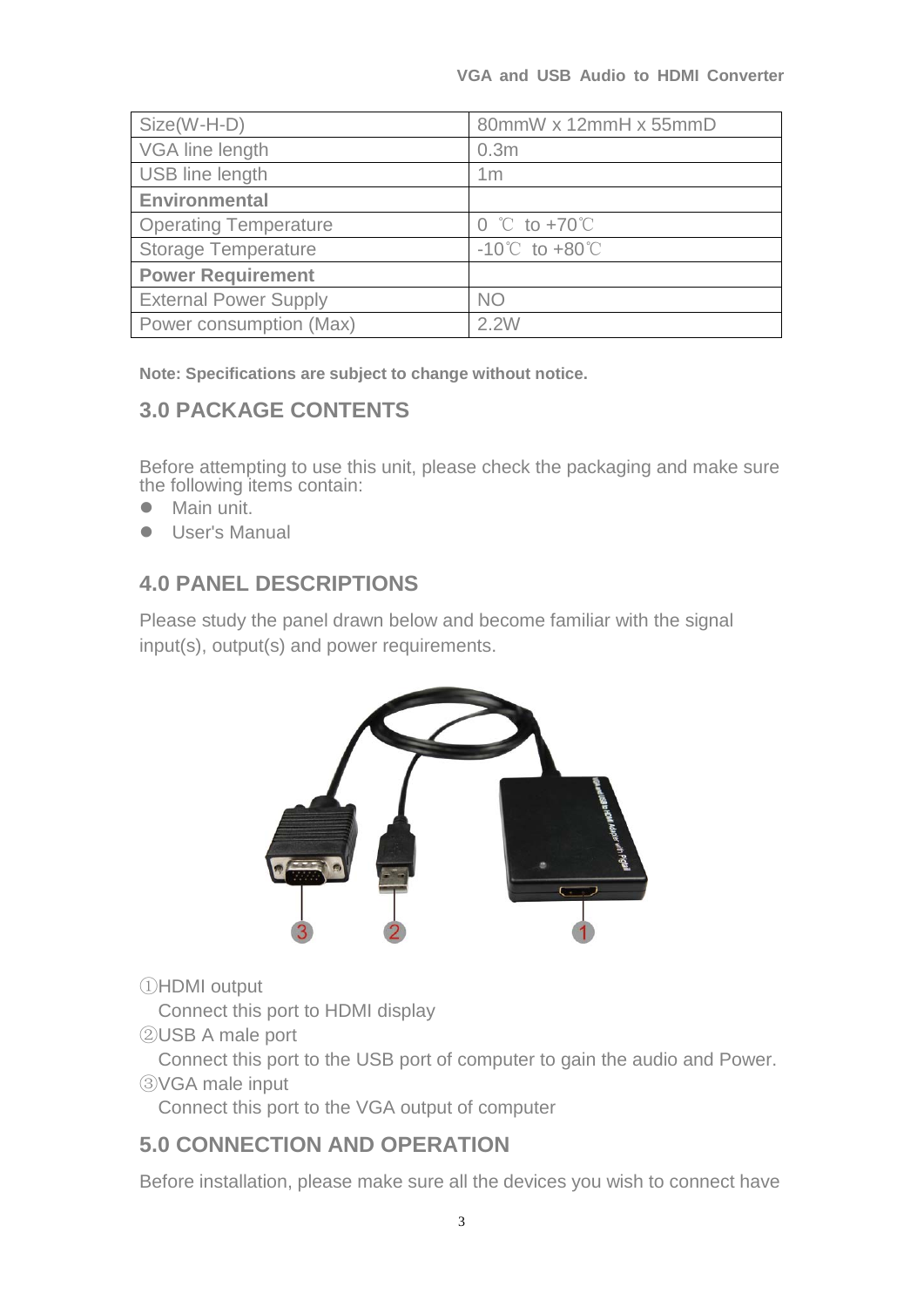| Size(W-H-D) | 80mmW x 12mmH x 55mmD |
|---|---|
| VGA line length | 0.3m |
| USB line length | 1m |
| **Environmental** | |
| Operating Temperature | 0 ℃ to +70℃ |
| Storage Temperature | -10℃ to +80℃ |
| **Power Requirement** | |
| External Power Supply | NO |
| Power consumption (Max) | 2.2W |

**Note: Specifications are subject to change without notice.**

## 3.0 PACKAGE CONTENTS

Before attempting to use this unit, please check the packaging and make sure the following items contain:

- Main unit.
- User's Manual

## 4.0 PANEL DESCRIPTIONS

Please study the panel drawn below and become familiar with the signal input(s), output(s) and power requirements.

①HDMI output
Connect this port to HDMI display

②USB A male port
Connect this port to the USB port of computer to gain the audio and Power.

③VGA male input
Connect this port to the VGA output of computer

## 5.0 CONNECTION AND OPERATION

Before installation, please make sure all the devices you wish to connect have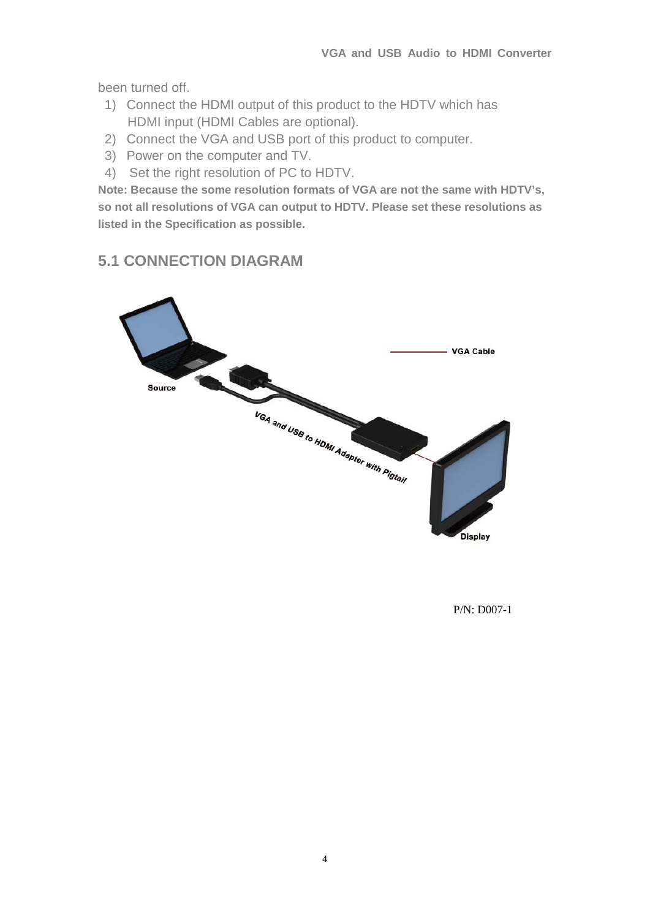been turned off.

1) Connect the HDMI output of this product to the HDTV which has HDMI input (HDMI Cables are optional).
2) Connect the VGA and USB port of this product to computer.
3) Power on the computer and TV.
4) Set the right resolution of PC to HDTV.

**Note: Because the some resolution formats of VGA are not the same with HDTV's, so not all resolutions of VGA can output to HDTV. Please set these resolutions as listed in the Specification as possible.**

## 5.1 CONNECTION DIAGRAM

VGA Cable

Source

VGA and USB to HDMI Adapter with Pigtail

Display

P/N: D007-1